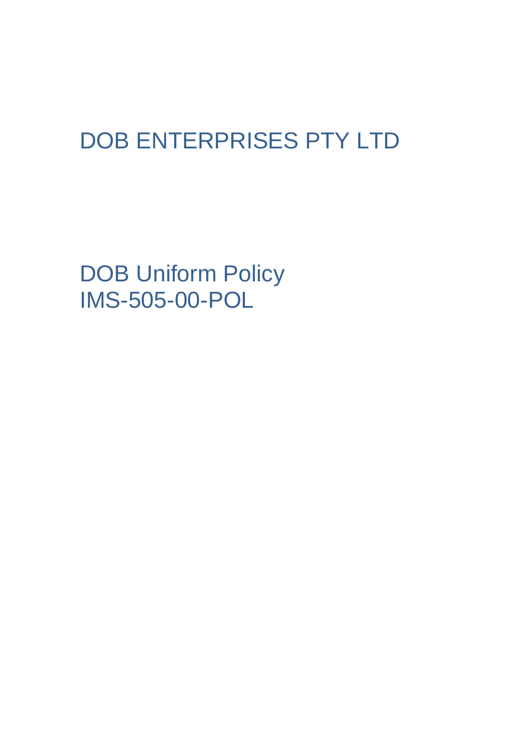# DOB ENTERPRISES PTY LTD

## DOB Uniform Policy
## IMS-505-00-POL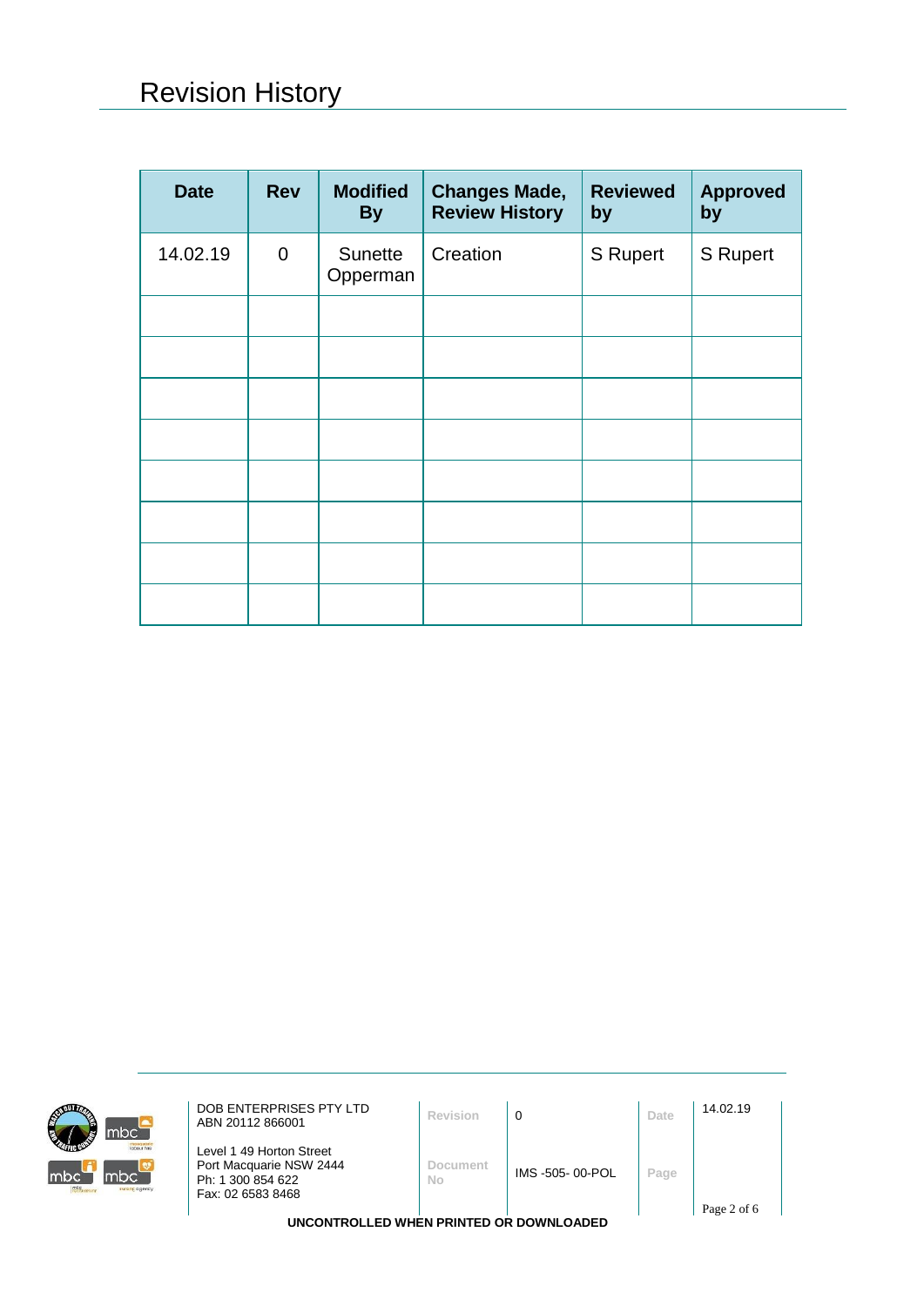# Revision History

| Date | Rev | Modified By | Changes Made, Review History | Reviewed by | Approved by |
|---|---|---|---|---|---|
| 14.02.19 | 0 | Sunette Opperman | Creation | S Rupert | S Rupert |
| | | | | | |
| | | | | | |
| | | | | | |
| | | | | | |
| | | | | | |
| | | | | | |
| | | | | | |
| | | | | | |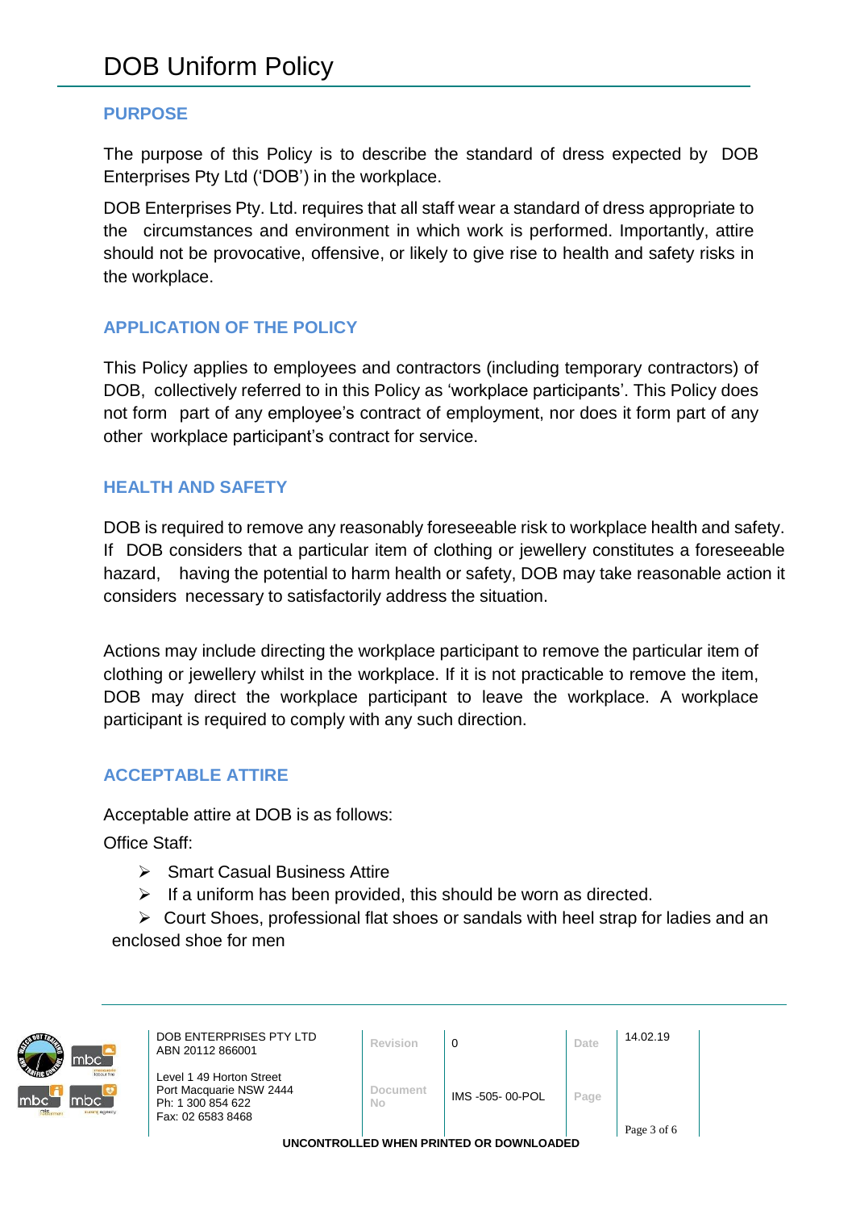# DOB Uniform Policy

## PURPOSE

The purpose of this Policy is to describe the standard of dress expected by DOB Enterprises Pty Ltd ('DOB') in the workplace.

DOB Enterprises Pty. Ltd. requires that all staff wear a standard of dress appropriate to the circumstances and environment in which work is performed. Importantly, attire should not be provocative, offensive, or likely to give rise to health and safety risks in the workplace.

## APPLICATION OF THE POLICY

This Policy applies to employees and contractors (including temporary contractors) of DOB, collectively referred to in this Policy as 'workplace participants'. This Policy does not form part of any employee's contract of employment, nor does it form part of any other workplace participant's contract for service.

## HEALTH AND SAFETY

DOB is required to remove any reasonably foreseeable risk to workplace health and safety. If DOB considers that a particular item of clothing or jewellery constitutes a foreseeable hazard, having the potential to harm health or safety, DOB may take reasonable action it considers necessary to satisfactorily address the situation.

Actions may include directing the workplace participant to remove the particular item of clothing or jewellery whilst in the workplace. If it is not practicable to remove the item, DOB may direct the workplace participant to leave the workplace. A workplace participant is required to comply with any such direction.

## ACCEPTABLE ATTIRE

Acceptable attire at DOB is as follows:

Office Staff:

- Smart Casual Business Attire
- If a uniform has been provided, this should be worn as directed.
- Court Shoes, professional flat shoes or sandals with heel strap for ladies and an enclosed shoe for men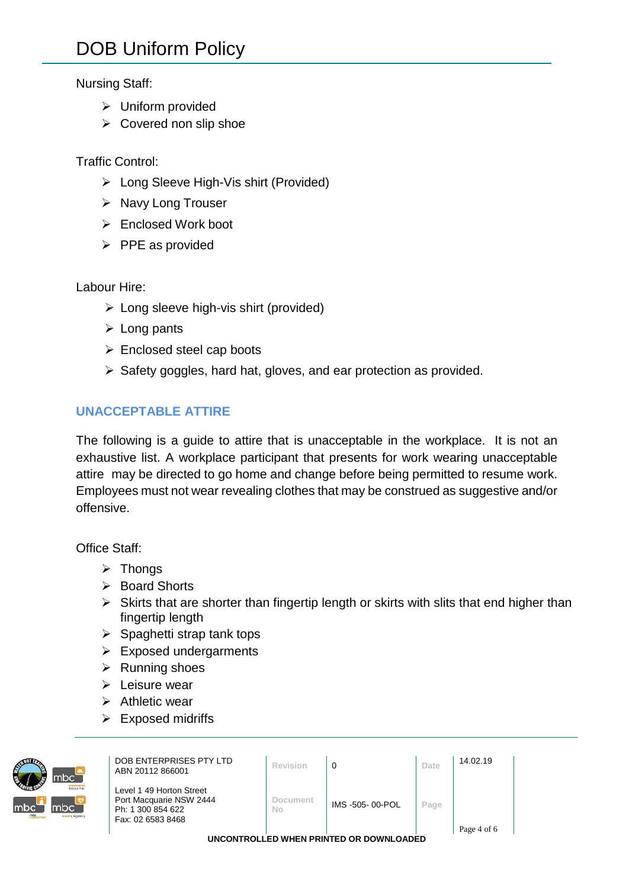Nursing Staff:

- Uniform provided
- Covered non slip shoe

Traffic Control:

- Long Sleeve High-Vis shirt (Provided)
- Navy Long Trouser
- Enclosed Work boot
- PPE as provided

Labour Hire:

- Long sleeve high-vis shirt (provided)
- Long pants
- Enclosed steel cap boots
- Safety goggles, hard hat, gloves, and ear protection as provided.

## UNACCEPTABLE ATTIRE

The following is a guide to attire that is unacceptable in the workplace. It is not an exhaustive list. A workplace participant that presents for work wearing unacceptable attire may be directed to go home and change before being permitted to resume work. Employees must not wear revealing clothes that may be construed as suggestive and/or offensive.

Office Staff:

- Thongs
- Board Shorts
- Skirts that are shorter than fingertip length or skirts with slits that end higher than fingertip length
- Spaghetti strap tank tops
- Exposed undergarments
- Running shoes
- Leisure wear
- Athletic wear
- Exposed midriffs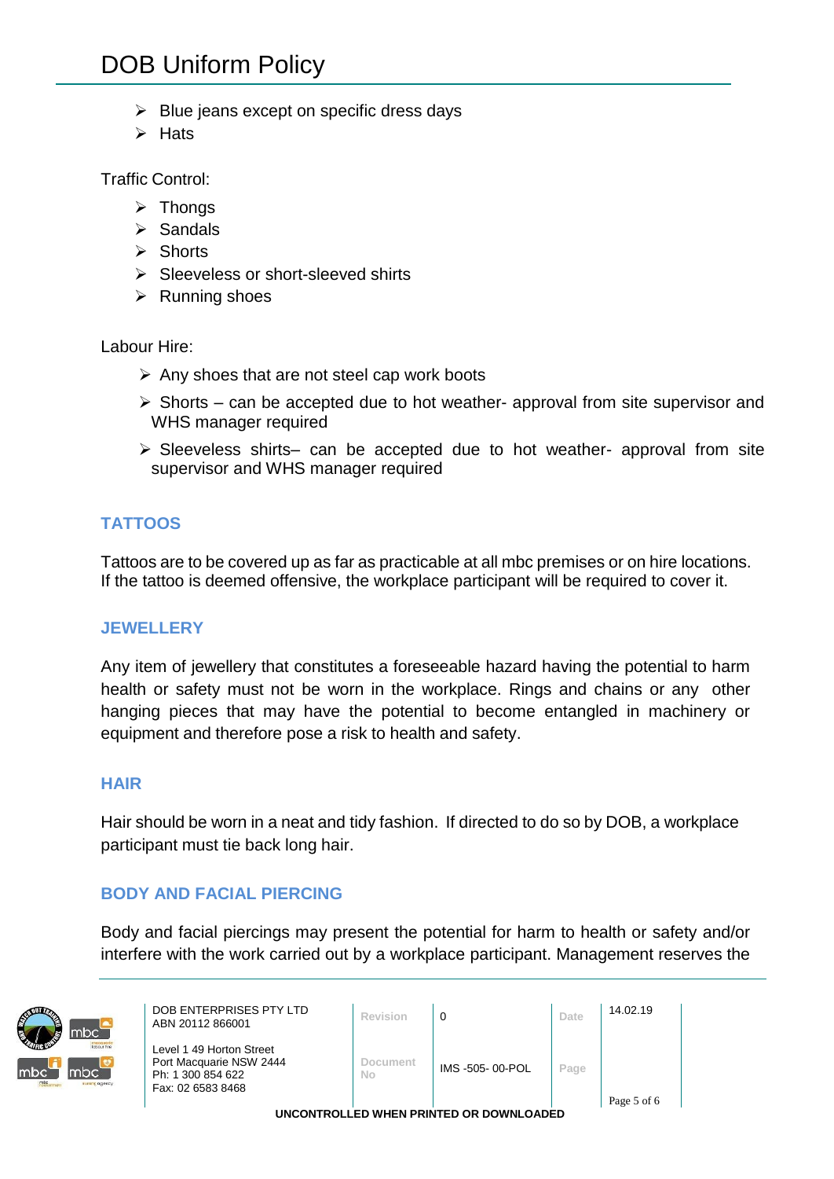- Blue jeans except on specific dress days
- Hats

Traffic Control:

- Thongs
- Sandals
- Shorts
- Sleeveless or short-sleeved shirts
- Running shoes

Labour Hire:

- Any shoes that are not steel cap work boots
- Shorts – can be accepted due to hot weather- approval from site supervisor and WHS manager required
- Sleeveless shirts– can be accepted due to hot weather- approval from site supervisor and WHS manager required

## TATTOOS

Tattoos are to be covered up as far as practicable at all mbc premises or on hire locations. If the tattoo is deemed offensive, the workplace participant will be required to cover it.

## JEWELLERY

Any item of jewellery that constitutes a foreseeable hazard having the potential to harm health or safety must not be worn in the workplace. Rings and chains or any other hanging pieces that may have the potential to become entangled in machinery or equipment and therefore pose a risk to health and safety.

## HAIR

Hair should be worn in a neat and tidy fashion. If directed to do so by DOB, a workplace participant must tie back long hair.

## BODY AND FACIAL PIERCING

Body and facial piercings may present the potential for harm to health or safety and/or interfere with the work carried out by a workplace participant. Management reserves the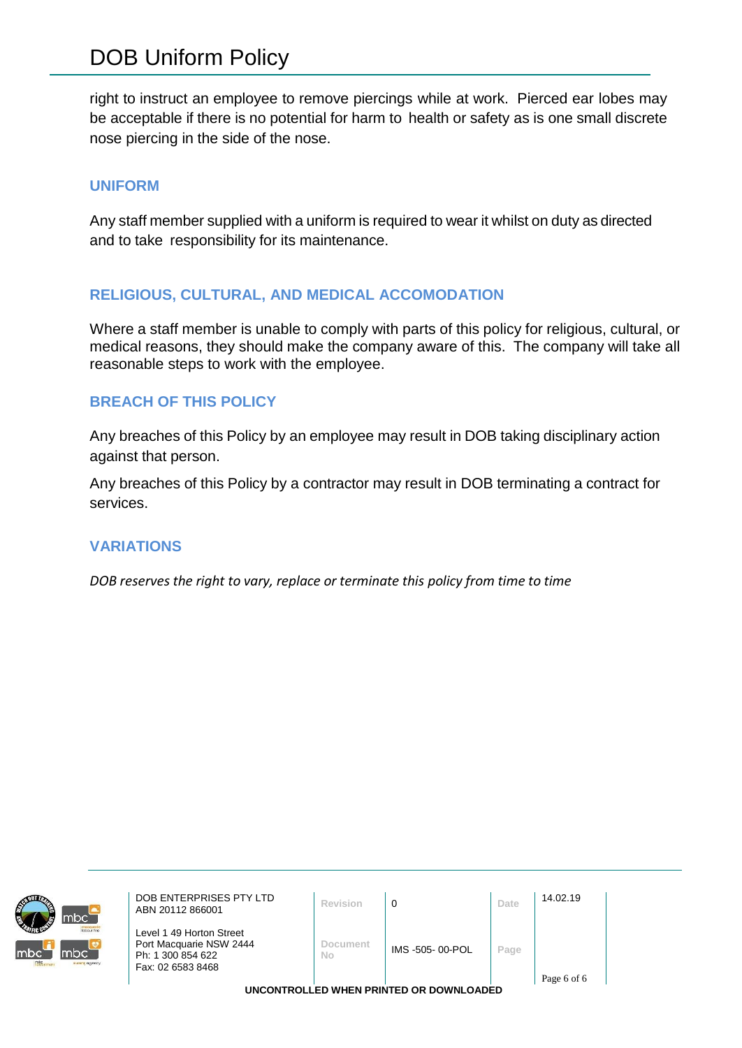right to instruct an employee to remove piercings while at work. Pierced ear lobes may be acceptable if there is no potential for harm to health or safety as is one small discrete nose piercing in the side of the nose.

## UNIFORM

Any staff member supplied with a uniform is required to wear it whilst on duty as directed and to take responsibility for its maintenance.

## RELIGIOUS, CULTURAL, AND MEDICAL ACCOMODATION

Where a staff member is unable to comply with parts of this policy for religious, cultural, or medical reasons, they should make the company aware of this. The company will take all reasonable steps to work with the employee.

## BREACH OF THIS POLICY

Any breaches of this Policy by an employee may result in DOB taking disciplinary action against that person.

Any breaches of this Policy by a contractor may result in DOB terminating a contract for services.

## VARIATIONS

*DOB reserves the right to vary, replace or terminate this policy from time to time*